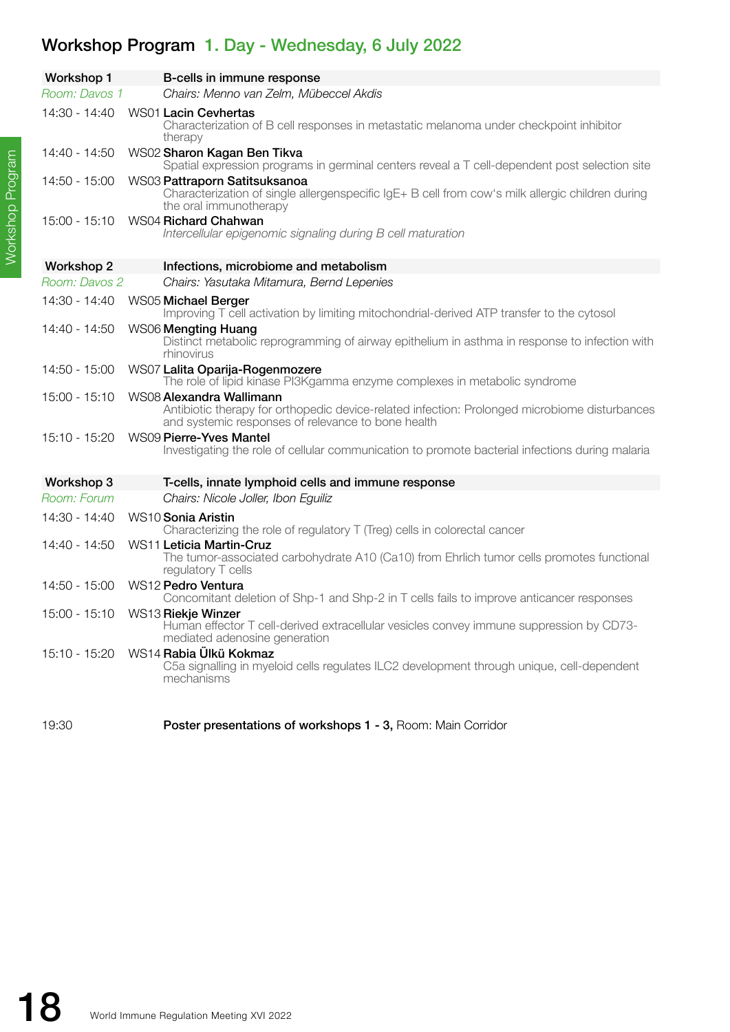# Workshop Program 1. Day - Wednesday, 6 July 2022

## Workshop 1 — B-cells in immune response

*Room: Davos 1* — *Chairs: Menno van Zelm, Mübeccel Akdis*

14:30 - 14:40 WS01 **Lacin Cevhertas**
Characterization of B cell responses in metastatic melanoma under checkpoint inhibitor therapy

14:40 - 14:50 WS02 **Sharon Kagan Ben Tikva**
Spatial expression programs in germinal centers reveal a T cell-dependent post selection site

14:50 - 15:00 WS03 **Pattraporn Satitsuksanoa**
Characterization of single allergenspecific IgE+ B cell from cow's milk allergic children during the oral immunotherapy

15:00 - 15:10 WS04 **Richard Chahwan**
*Intercellular epigenomic signaling during B cell maturation*

## Workshop 2 — Infections, microbiome and metabolism

*Room: Davos 2* — *Chairs: Yasutaka Mitamura, Bernd Lepenies*

14:30 - 14:40 WS05 **Michael Berger**
Improving T cell activation by limiting mitochondrial-derived ATP transfer to the cytosol

14:40 - 14:50 WS06 **Mengting Huang**
Distinct metabolic reprogramming of airway epithelium in asthma in response to infection with rhinovirus

14:50 - 15:00 WS07 **Lalita Oparija-Rogenmozere**
The role of lipid kinase PI3Kgamma enzyme complexes in metabolic syndrome

15:00 - 15:10 WS08 **Alexandra Wallimann**
Antibiotic therapy for orthopedic device-related infection: Prolonged microbiome disturbances and systemic responses of relevance to bone health

15:10 - 15:20 WS09 **Pierre-Yves Mantel**
Investigating the role of cellular communication to promote bacterial infections during malaria

## Workshop 3 — T-cells, innate lymphoid cells and immune response

*Room: Forum* — *Chairs: Nicole Joller, Ibon Eguiliz*

14:30 - 14:40 WS10 **Sonia Aristin**
Characterizing the role of regulatory T (Treg) cells in colorectal cancer

14:40 - 14:50 WS11 **Leticia Martin-Cruz**
The tumor-associated carbohydrate A10 (Ca10) from Ehrlich tumor cells promotes functional regulatory T cells

14:50 - 15:00 WS12 **Pedro Ventura**
Concomitant deletion of Shp-1 and Shp-2 in T cells fails to improve anticancer responses

15:00 - 15:10 WS13 **Riekje Winzer**
Human effector T cell-derived extracellular vesicles convey immune suppression by CD73-mediated adenosine generation

15:10 - 15:20 WS14 **Rabia Ülkü Kokmaz**
C5a signalling in myeloid cells regulates ILC2 development through unique, cell-dependent mechanisms

19:30 **Poster presentations of workshops 1 - 3,** Room: Main Corridor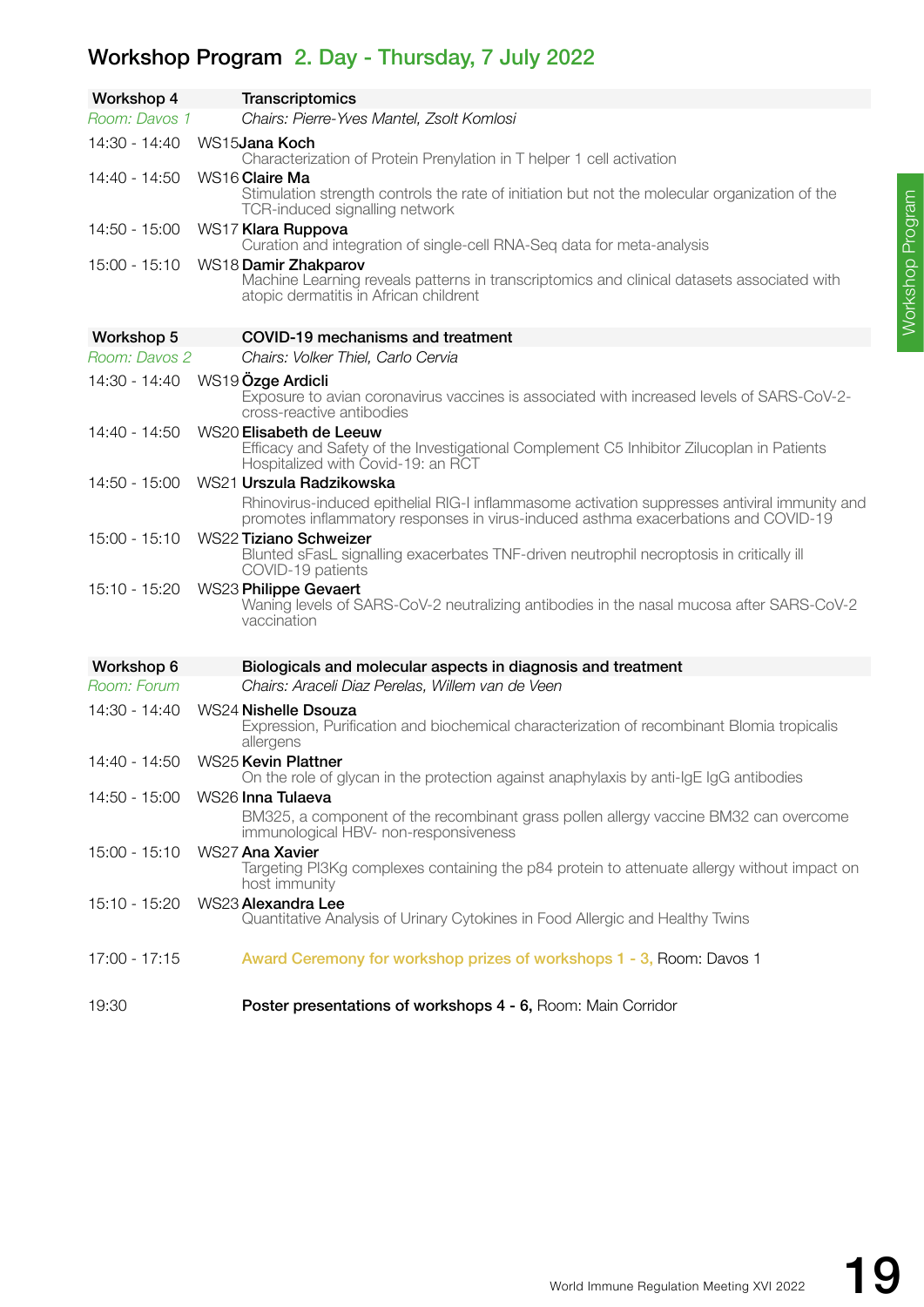# Workshop Program 2. Day - Thursday, 7 July 2022

## Workshop 4 — Transcriptomics

*Room: Davos 1* — *Chairs: Pierre-Yves Mantel, Zsolt Komlosi*

| Time | No. | Presenter / Title |
|---|---|---|
| 14:30 - 14:40 | WS15 | **Jana Koch**<br>Characterization of Protein Prenylation in T helper 1 cell activation |
| 14:40 - 14:50 | WS16 | **Claire Ma**<br>Stimulation strength controls the rate of initiation but not the molecular organization of the TCR-induced signalling network |
| 14:50 - 15:00 | WS17 | **Klara Ruppova**<br>Curation and integration of single-cell RNA-Seq data for meta-analysis |
| 15:00 - 15:10 | WS18 | **Damir Zhakparov**<br>Machine Learning reveals patterns in transcriptomics and clinical datasets associated with atopic dermatitis in African childrent |

## Workshop 5 — COVID-19 mechanisms and treatment

*Room: Davos 2* — *Chairs: Volker Thiel, Carlo Cervia*

| Time | No. | Presenter / Title |
|---|---|---|
| 14:30 - 14:40 | WS19 | **Özge Ardicli**<br>Exposure to avian coronavirus vaccines is associated with increased levels of SARS-CoV-2-cross-reactive antibodies |
| 14:40 - 14:50 | WS20 | **Elisabeth de Leeuw**<br>Efficacy and Safety of the Investigational Complement C5 Inhibitor Zilucoplan in Patients Hospitalized with Covid-19: an RCT |
| 14:50 - 15:00 | WS21 | **Urszula Radzikowska**<br>Rhinovirus-induced epithelial RIG-I inflammasome activation suppresses antiviral immunity and promotes inflammatory responses in virus-induced asthma exacerbations and COVID-19 |
| 15:00 - 15:10 | WS22 | **Tiziano Schweizer**<br>Blunted sFasL signalling exacerbates TNF-driven neutrophil necroptosis in critically ill COVID-19 patients |
| 15:10 - 15:20 | WS23 | **Philippe Gevaert**<br>Waning levels of SARS-CoV-2 neutralizing antibodies in the nasal mucosa after SARS-CoV-2 vaccination |

## Workshop 6 — Biologicals and molecular aspects in diagnosis and treatment

*Room: Forum* — *Chairs: Araceli Diaz Perelas, Willem van de Veen*

| Time | No. | Presenter / Title |
|---|---|---|
| 14:30 - 14:40 | WS24 | **Nishelle Dsouza**<br>Expression, Purification and biochemical characterization of recombinant Blomia tropicalis allergens |
| 14:40 - 14:50 | WS25 | **Kevin Plattner**<br>On the role of glycan in the protection against anaphylaxis by anti-IgE IgG antibodies |
| 14:50 - 15:00 | WS26 | **Inna Tulaeva**<br>BM325, a component of the recombinant grass pollen allergy vaccine BM32 can overcome immunological HBV- non-responsiveness |
| 15:00 - 15:10 | WS27 | **Ana Xavier**<br>Targeting PI3Kg complexes containing the p84 protein to attenuate allergy without impact on host immunity |
| 15:10 - 15:20 | WS23 | **Alexandra Lee**<br>Quantitative Analysis of Urinary Cytokines in Food Allergic and Healthy Twins |

17:00 - 17:15 — **Award Ceremony for workshop prizes of workshops 1 - 3,** Room: Davos 1

19:30 — **Poster presentations of workshops 4 - 6,** Room: Main Corridor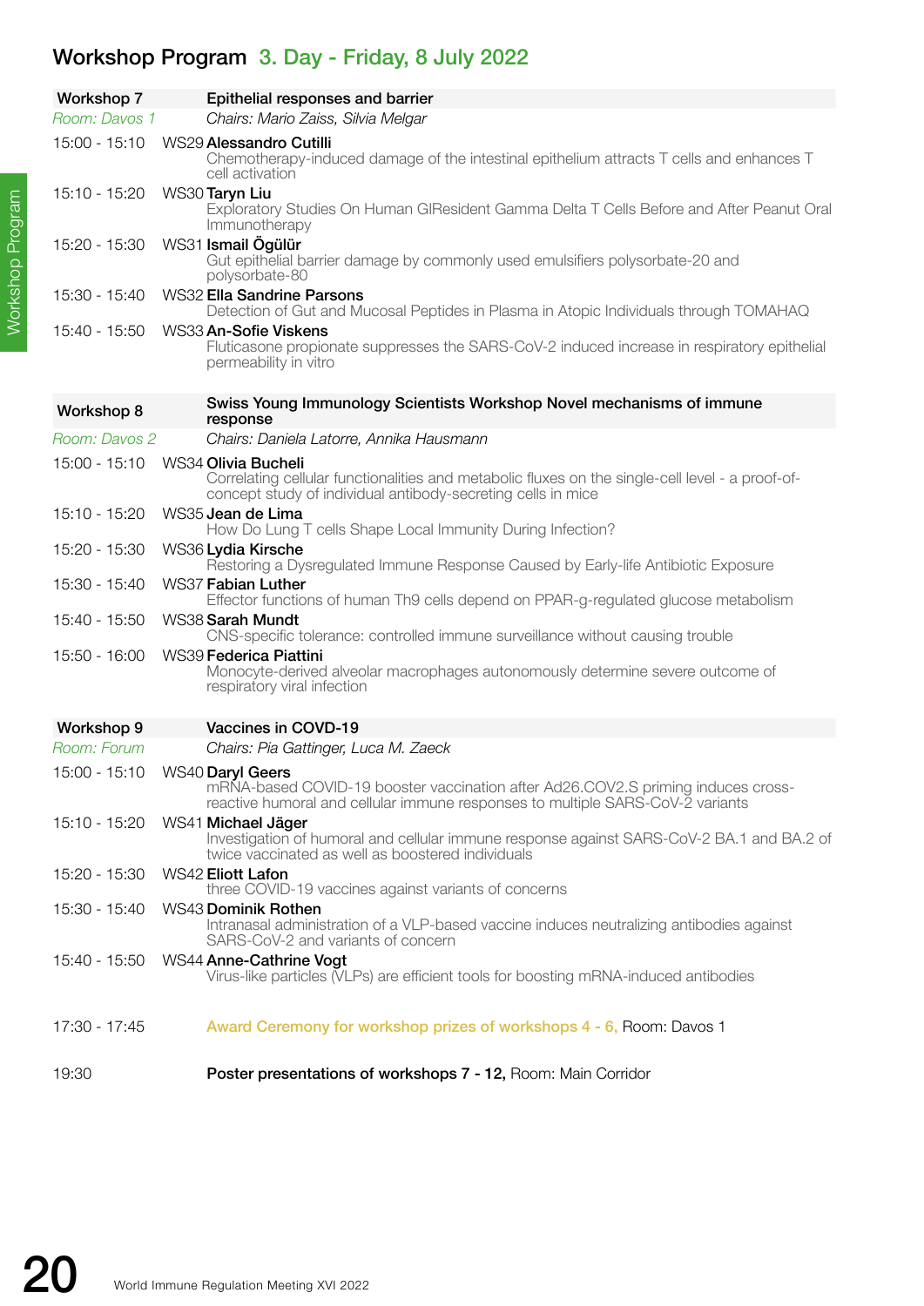## Workshop Program 3. Day - Friday, 8 July 2022

### Workshop 7 — Epithelial responses and barrier

*Room: Davos 1* — *Chairs: Mario Zaiss, Silvia Melgar*

15:00 - 15:10 WS29 **Alessandro Cutilli**
Chemotherapy-induced damage of the intestinal epithelium attracts T cells and enhances T cell activation

15:10 - 15:20 WS30 **Taryn Liu**
Exploratory Studies On Human GIResident Gamma Delta T Cells Before and After Peanut Oral Immunotherapy

15:20 - 15:30 WS31 **Ismail Ögülür**
Gut epithelial barrier damage by commonly used emulsifiers polysorbate-20 and polysorbate-80

15:30 - 15:40 WS32 **Ella Sandrine Parsons**
Detection of Gut and Mucosal Peptides in Plasma in Atopic Individuals through TOMAHAQ

15:40 - 15:50 WS33 **An-Sofie Viskens**
Fluticasone propionate suppresses the SARS-CoV-2 induced increase in respiratory epithelial permeability in vitro

### Workshop 8 — Swiss Young Immunology Scientists Workshop Novel mechanisms of immune response

*Room: Davos 2* — *Chairs: Daniela Latorre, Annika Hausmann*

15:00 - 15:10 WS34 **Olivia Bucheli**
Correlating cellular functionalities and metabolic fluxes on the single-cell level - a proof-of-concept study of individual antibody-secreting cells in mice

15:10 - 15:20 WS35 **Jean de Lima**
How Do Lung T cells Shape Local Immunity During Infection?

15:20 - 15:30 WS36 **Lydia Kirsche**
Restoring a Dysregulated Immune Response Caused by Early-life Antibiotic Exposure

15:30 - 15:40 WS37 **Fabian Luther**
Effector functions of human Th9 cells depend on PPAR-g-regulated glucose metabolism

15:40 - 15:50 WS38 **Sarah Mundt**
CNS-specific tolerance: controlled immune surveillance without causing trouble

15:50 - 16:00 WS39 **Federica Piattini**
Monocyte-derived alveolar macrophages autonomously determine severe outcome of respiratory viral infection

### Workshop 9 — Vaccines in COVD-19

*Room: Forum* — *Chairs: Pia Gattinger, Luca M. Zaeck*

15:00 - 15:10 WS40 **Daryl Geers**
mRNA-based COVID-19 booster vaccination after Ad26.COV2.S priming induces cross-reactive humoral and cellular immune responses to multiple SARS-CoV-2 variants

15:10 - 15:20 WS41 **Michael Jäger**
Investigation of humoral and cellular immune response against SARS-CoV-2 BA.1 and BA.2 of twice vaccinated as well as boostered individuals

15:20 - 15:30 WS42 **Eliott Lafon**
three COVID-19 vaccines against variants of concerns

15:30 - 15:40 WS43 **Dominik Rothen**
Intranasal administration of a VLP-based vaccine induces neutralizing antibodies against SARS-CoV-2 and variants of concern

15:40 - 15:50 WS44 **Anne-Cathrine Vogt**
Virus-like particles (VLPs) are efficient tools for boosting mRNA-induced antibodies

17:30 - 17:45 Award Ceremony for workshop prizes of workshops 4 - 6, Room: Davos 1

19:30 **Poster presentations of workshops 7 - 12,** Room: Main Corridor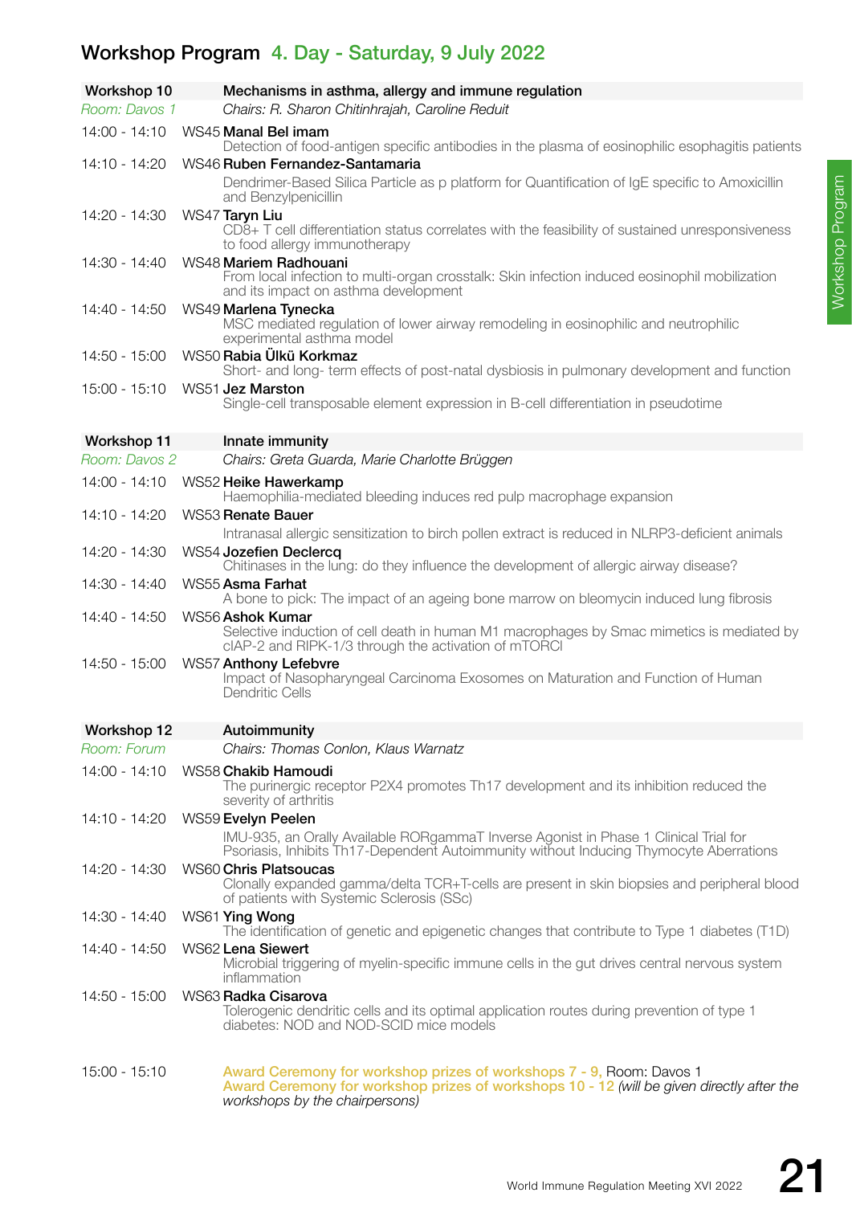# Workshop Program 4. Day - Saturday, 9 July 2022

## Workshop 10 — Mechanisms in asthma, allergy and immune regulation

*Room: Davos 1*
*Chairs: R. Sharon Chitinhrajah, Caroline Reduit*

14:00 - 14:10 WS45 **Manal Bel imam**
Detection of food-antigen specific antibodies in the plasma of eosinophilic esophagitis patients

14:10 - 14:20 WS46 **Ruben Fernandez-Santamaria**
Dendrimer-Based Silica Particle as p platform for Quantification of IgE specific to Amoxicillin and Benzylpenicillin

14:20 - 14:30 WS47 **Taryn Liu**
CD8+ T cell differentiation status correlates with the feasibility of sustained unresponsiveness to food allergy immunotherapy

14:30 - 14:40 WS48 **Mariem Radhouani**
From local infection to multi-organ crosstalk: Skin infection induced eosinophil mobilization and its impact on asthma development

14:40 - 14:50 WS49 **Marlena Tynecka**
MSC mediated regulation of lower airway remodeling in eosinophilic and neutrophilic experimental asthma model

14:50 - 15:00 WS50 **Rabia Ůlkü Korkmaz**
Short- and long- term effects of post-natal dysbiosis in pulmonary development and function

15:00 - 15:10 WS51 **Jez Marston**
Single-cell transposable element expression in B-cell differentiation in pseudotime

## Workshop 11 — Innate immunity

*Room: Davos 2*
*Chairs: Greta Guarda, Marie Charlotte Brüggen*

14:00 - 14:10 WS52 **Heike Hawerkamp**
Haemophilia-mediated bleeding induces red pulp macrophage expansion

14:10 - 14:20 WS53 **Renate Bauer**
Intranasal allergic sensitization to birch pollen extract is reduced in NLRP3-deficient animals

14:20 - 14:30 WS54 **Jozefien Declercq**
Chitinases in the lung: do they influence the development of allergic airway disease?

14:30 - 14:40 WS55 **Asma Farhat**
A bone to pick: The impact of an ageing bone marrow on bleomycin induced lung fibrosis

14:40 - 14:50 WS56 **Ashok Kumar**
Selective induction of cell death in human M1 macrophages by Smac mimetics is mediated by cIAP-2 and RIPK-1/3 through the activation of mTORCI

14:50 - 15:00 WS57 **Anthony Lefebvre**
Impact of Nasopharyngeal Carcinoma Exosomes on Maturation and Function of Human Dendritic Cells

## Workshop 12 — Autoimmunity

*Room: Forum*
*Chairs: Thomas Conlon, Klaus Warnatz*

14:00 - 14:10 WS58 **Chakib Hamoudi**
The purinergic receptor P2X4 promotes Th17 development and its inhibition reduced the severity of arthritis

14:10 - 14:20 WS59 **Evelyn Peelen**
IMU-935, an Orally Available RORgammaT Inverse Agonist in Phase 1 Clinical Trial for Psoriasis, Inhibits Th17-Dependent Autoimmunity without Inducing Thymocyte Aberrations

14:20 - 14:30 WS60 **Chris Platsoucas**
Clonally expanded gamma/delta TCR+T-cells are present in skin biopsies and peripheral blood of patients with Systemic Sclerosis (SSc)

14:30 - 14:40 WS61 **Ying Wong**
The identification of genetic and epigenetic changes that contribute to Type 1 diabetes (T1D)

14:40 - 14:50 WS62 **Lena Siewert**
Microbial triggering of myelin-specific immune cells in the gut drives central nervous system inflammation

14:50 - 15:00 WS63 **Radka Cisarova**
Tolerogenic dendritic cells and its optimal application routes during prevention of type 1 diabetes: NOD and NOD-SCID mice models

15:00 - 15:10 Award Ceremony for workshop prizes of workshops 7 - 9, Room: Davos 1
Award Ceremony for workshop prizes of workshops 10 - 12 *(will be given directly after the workshops by the chairpersons)*